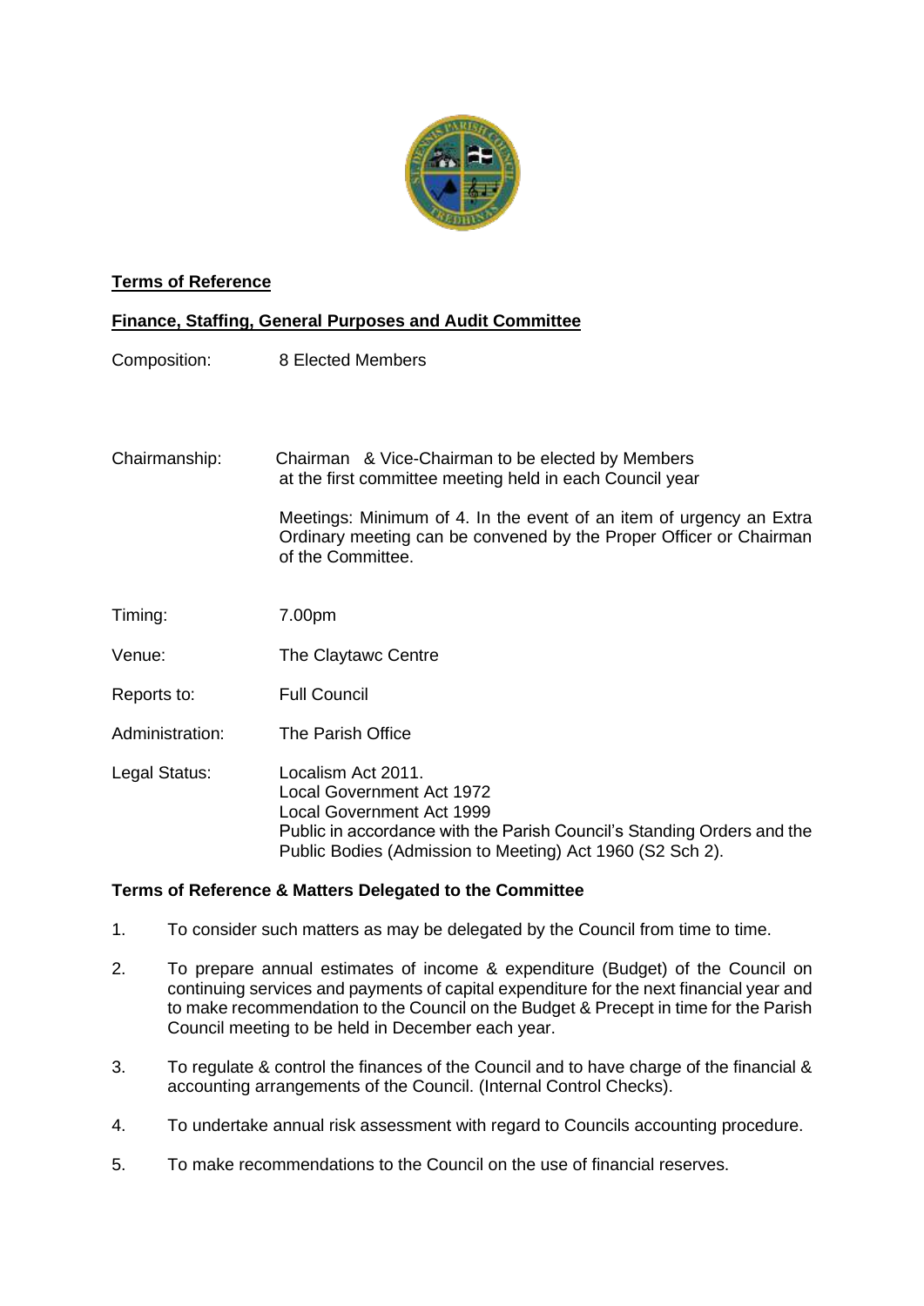**Terms of Reference**

**Finance, Staffing, General Purposes and Audit Committee**

Composition: 8 Elected Members

Chairmanship: Chairman & Vice-Chairman to be elected by Members at the first committee meeting held in each Council year

Meetings: Minimum of 4. In the event of an item of urgency an Extra Ordinary meeting can be convened by the Proper Officer or Chairman of the Committee.

Timing: 7.00pm

Venue: The Claytawc Centre

Reports to: Full Council

Administration: The Parish Office

Legal Status: Localism Act 2011.
Local Government Act 1972
Local Government Act 1999
Public in accordance with the Parish Council's Standing Orders and the Public Bodies (Admission to Meeting) Act 1960 (S2 Sch 2).

**Terms of Reference & Matters Delegated to the Committee**

1. To consider such matters as may be delegated by the Council from time to time.

2. To prepare annual estimates of income & expenditure (Budget) of the Council on continuing services and payments of capital expenditure for the next financial year and to make recommendation to the Council on the Budget & Precept in time for the Parish Council meeting to be held in December each year.

3. To regulate & control the finances of the Council and to have charge of the financial & accounting arrangements of the Council. (Internal Control Checks).

4. To undertake annual risk assessment with regard to Councils accounting procedure.

5. To make recommendations to the Council on the use of financial reserves.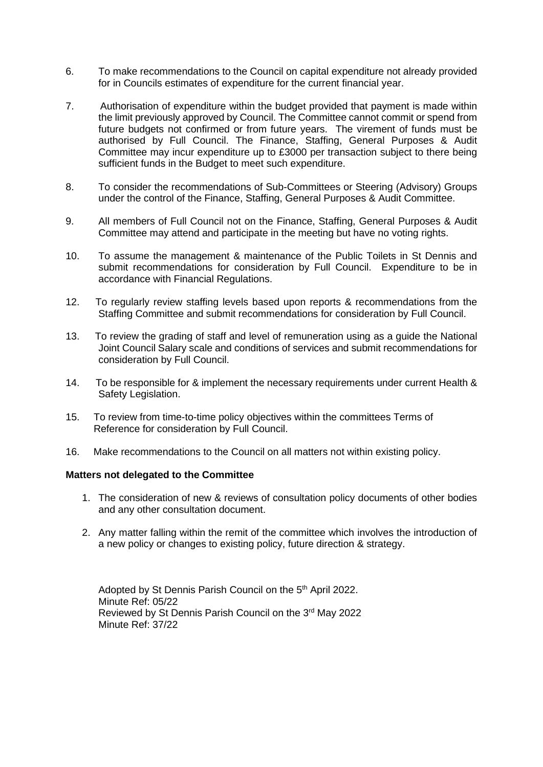6. To make recommendations to the Council on capital expenditure not already provided for in Councils estimates of expenditure for the current financial year.

7. Authorisation of expenditure within the budget provided that payment is made within the limit previously approved by Council. The Committee cannot commit or spend from future budgets not confirmed or from future years. The virement of funds must be authorised by Full Council. The Finance, Staffing, General Purposes & Audit Committee may incur expenditure up to £3000 per transaction subject to there being sufficient funds in the Budget to meet such expenditure.

8. To consider the recommendations of Sub-Committees or Steering (Advisory) Groups under the control of the Finance, Staffing, General Purposes & Audit Committee.

9. All members of Full Council not on the Finance, Staffing, General Purposes & Audit Committee may attend and participate in the meeting but have no voting rights.

10. To assume the management & maintenance of the Public Toilets in St Dennis and submit recommendations for consideration by Full Council. Expenditure to be in accordance with Financial Regulations.

12. To regularly review staffing levels based upon reports & recommendations from the Staffing Committee and submit recommendations for consideration by Full Council.

13. To review the grading of staff and level of remuneration using as a guide the National Joint Council Salary scale and conditions of services and submit recommendations for consideration by Full Council.

14. To be responsible for & implement the necessary requirements under current Health & Safety Legislation.

15. To review from time-to-time policy objectives within the committees Terms of Reference for consideration by Full Council.

16. Make recommendations to the Council on all matters not within existing policy.

**Matters not delegated to the Committee**

1. The consideration of new & reviews of consultation policy documents of other bodies and any other consultation document.
2. Any matter falling within the remit of the committee which involves the introduction of a new policy or changes to existing policy, future direction & strategy.

Adopted by St Dennis Parish Council on the 5th April 2022.
Minute Ref: 05/22
Reviewed by St Dennis Parish Council on the 3rd May 2022
Minute Ref: 37/22